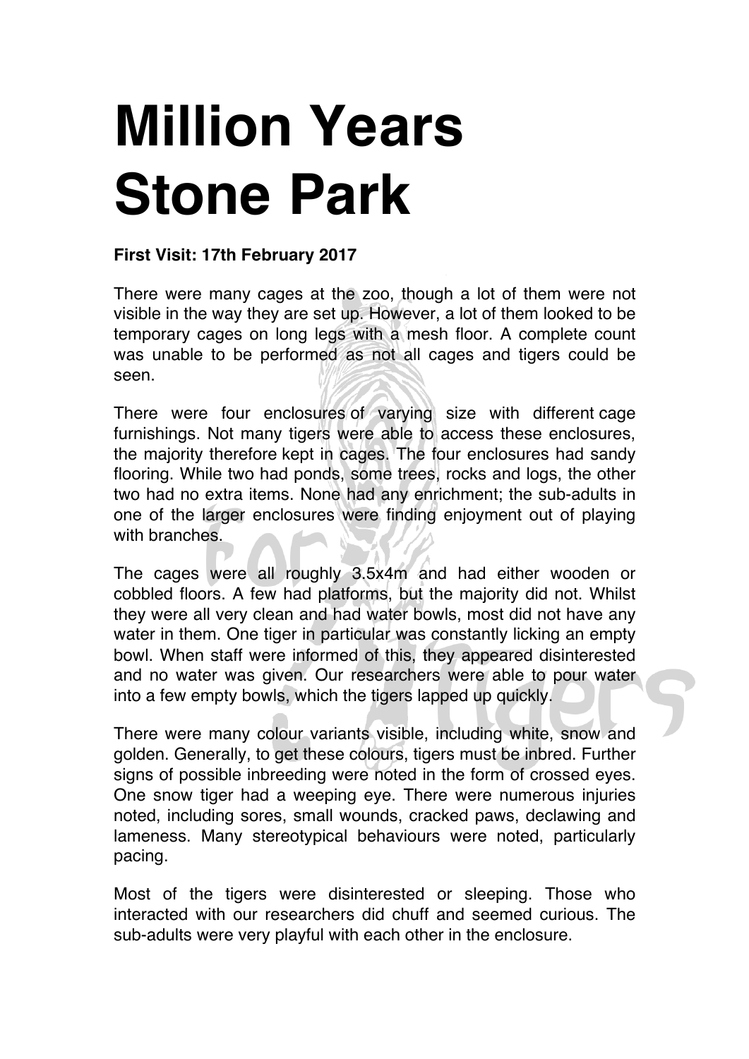# Million Years Stone Park

**First Visit: 17th February 2017**

There were many cages at the zoo, though a lot of them were not visible in the way they are set up. However, a lot of them looked to be temporary cages on long legs with a mesh floor. A complete count was unable to be performed as not all cages and tigers could be seen.

There were four enclosures of varying size with different cage furnishings. Not many tigers were able to access these enclosures, the majority therefore kept in cages. The four enclosures had sandy flooring. While two had ponds, some trees, rocks and logs, the other two had no extra items. None had any enrichment; the sub-adults in one of the larger enclosures were finding enjoyment out of playing with branches.

The cages were all roughly 3.5x4m and had either wooden or cobbled floors. A few had platforms, but the majority did not. Whilst they were all very clean and had water bowls, most did not have any water in them. One tiger in particular was constantly licking an empty bowl. When staff were informed of this, they appeared disinterested and no water was given. Our researchers were able to pour water into a few empty bowls, which the tigers lapped up quickly.

There were many colour variants visible, including white, snow and golden. Generally, to get these colours, tigers must be inbred. Further signs of possible inbreeding were noted in the form of crossed eyes. One snow tiger had a weeping eye. There were numerous injuries noted, including sores, small wounds, cracked paws, declawing and lameness. Many stereotypical behaviours were noted, particularly pacing.

Most of the tigers were disinterested or sleeping. Those who interacted with our researchers did chuff and seemed curious. The sub-adults were very playful with each other in the enclosure.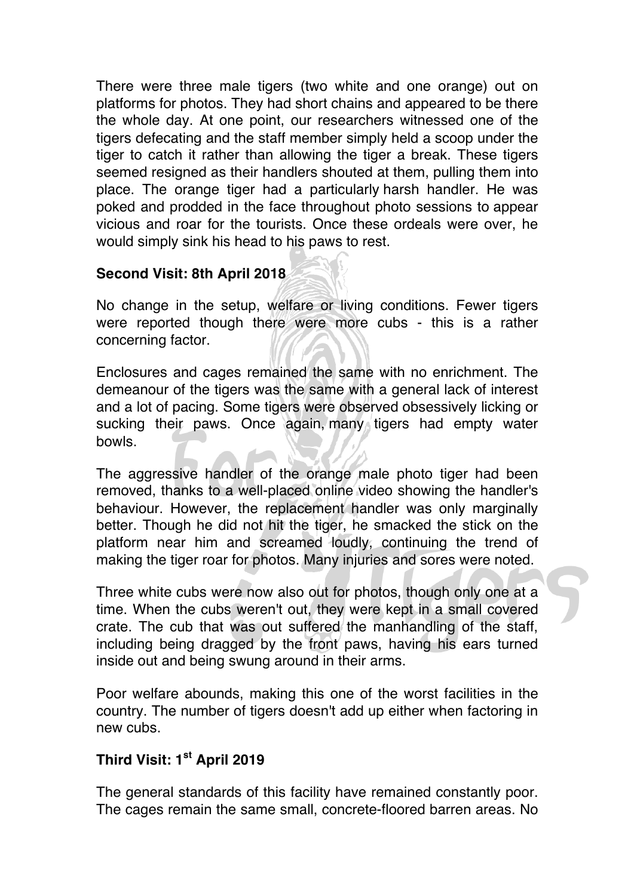There were three male tigers (two white and one orange) out on platforms for photos. They had short chains and appeared to be there the whole day. At one point, our researchers witnessed one of the tigers defecating and the staff member simply held a scoop under the tiger to catch it rather than allowing the tiger a break. These tigers seemed resigned as their handlers shouted at them, pulling them into place. The orange tiger had a particularly harsh handler. He was poked and prodded in the face throughout photo sessions to appear vicious and roar for the tourists. Once these ordeals were over, he would simply sink his head to his paws to rest.

**Second Visit: 8th April 2018**

No change in the setup, welfare or living conditions. Fewer tigers were reported though there were more cubs - this is a rather concerning factor.

Enclosures and cages remained the same with no enrichment. The demeanour of the tigers was the same with a general lack of interest and a lot of pacing. Some tigers were observed obsessively licking or sucking their paws. Once again, many tigers had empty water bowls.

The aggressive handler of the orange male photo tiger had been removed, thanks to a well-placed online video showing the handler's behaviour. However, the replacement handler was only marginally better. Though he did not hit the tiger, he smacked the stick on the platform near him and screamed loudly, continuing the trend of making the tiger roar for photos. Many injuries and sores were noted.

Three white cubs were now also out for photos, though only one at a time. When the cubs weren't out, they were kept in a small covered crate. The cub that was out suffered the manhandling of the staff, including being dragged by the front paws, having his ears turned inside out and being swung around in their arms.

Poor welfare abounds, making this one of the worst facilities in the country. The number of tigers doesn't add up either when factoring in new cubs.

**Third Visit: 1st April 2019**

The general standards of this facility have remained constantly poor. The cages remain the same small, concrete-floored barren areas. No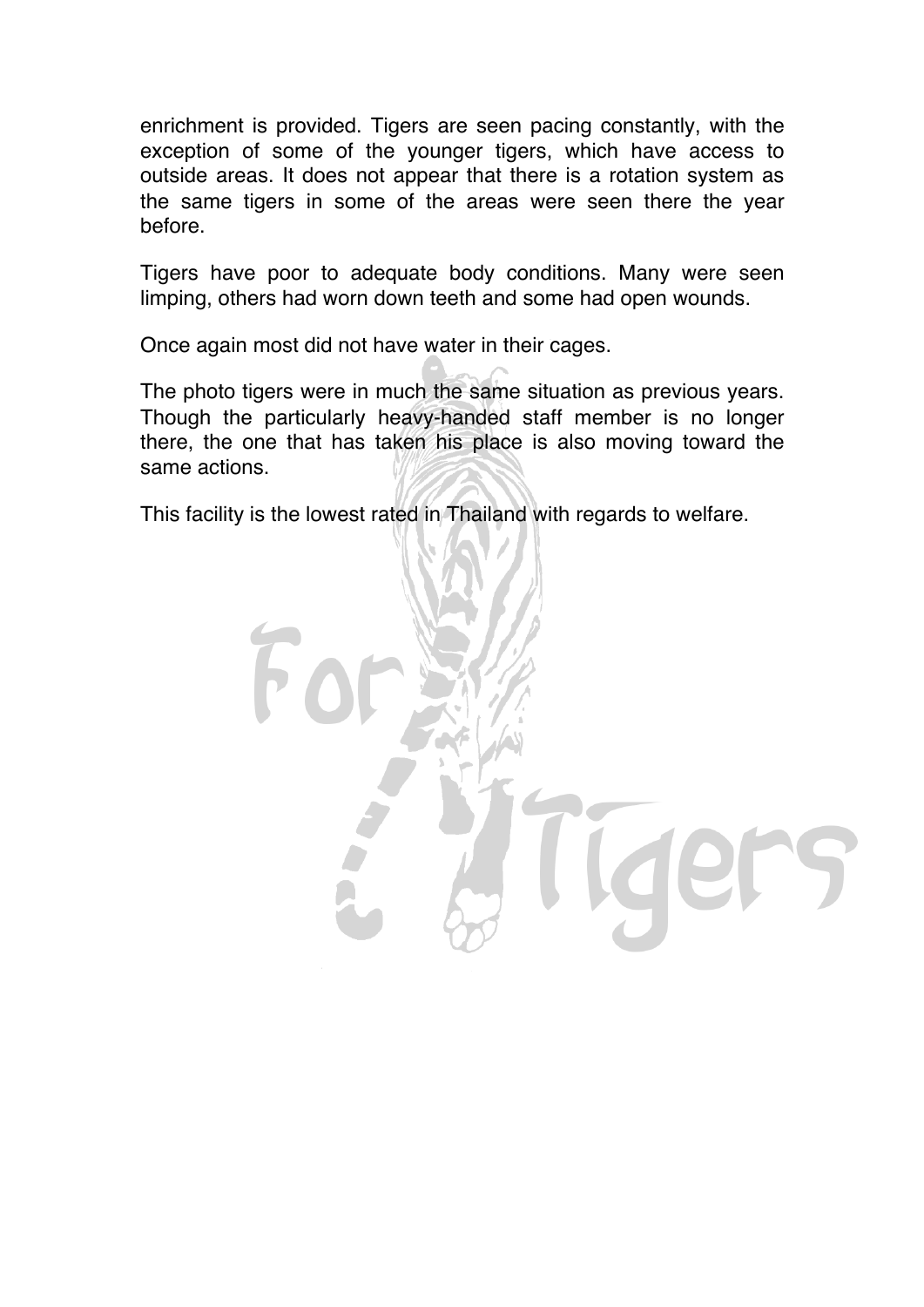enrichment is provided. Tigers are seen pacing constantly, with the exception of some of the younger tigers, which have access to outside areas. It does not appear that there is a rotation system as the same tigers in some of the areas were seen there the year before.

Tigers have poor to adequate body conditions. Many were seen limping, others had worn down teeth and some had open wounds.

Once again most did not have water in their cages.

The photo tigers were in much the same situation as previous years. Though the particularly heavy-handed staff member is no longer there, the one that has taken his place is also moving toward the same actions.

This facility is the lowest rated in Thailand with regards to welfare.